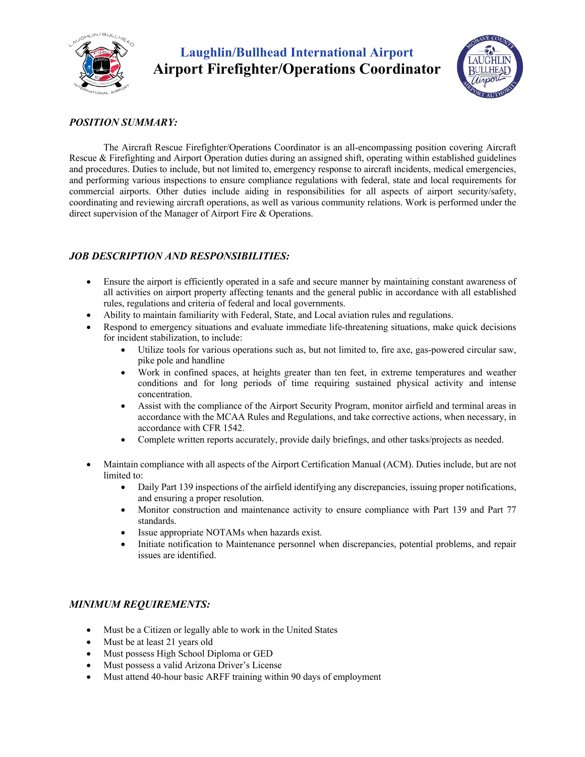# Laughlin/Bullhead International Airport

# Airport Firefighter/Operations Coordinator

### *POSITION SUMMARY:*

The Aircraft Rescue Firefighter/Operations Coordinator is an all-encompassing position covering Aircraft Rescue & Firefighting and Airport Operation duties during an assigned shift, operating within established guidelines and procedures. Duties to include, but not limited to, emergency response to aircraft incidents, medical emergencies, and performing various inspections to ensure compliance regulations with federal, state and local requirements for commercial airports. Other duties include aiding in responsibilities for all aspects of airport security/safety, coordinating and reviewing aircraft operations, as well as various community relations. Work is performed under the direct supervision of the Manager of Airport Fire & Operations.

### *JOB DESCRIPTION AND RESPONSIBILITIES:*

- Ensure the airport is efficiently operated in a safe and secure manner by maintaining constant awareness of all activities on airport property affecting tenants and the general public in accordance with all established rules, regulations and criteria of federal and local governments.
- Ability to maintain familiarity with Federal, State, and Local aviation rules and regulations.
- Respond to emergency situations and evaluate immediate life-threatening situations, make quick decisions for incident stabilization, to include:
    - Utilize tools for various operations such as, but not limited to, fire axe, gas-powered circular saw, pike pole and handline
    - Work in confined spaces, at heights greater than ten feet, in extreme temperatures and weather conditions and for long periods of time requiring sustained physical activity and intense concentration.
    - Assist with the compliance of the Airport Security Program, monitor airfield and terminal areas in accordance with the MCAA Rules and Regulations, and take corrective actions, when necessary, in accordance with CFR 1542.
    - Complete written reports accurately, provide daily briefings, and other tasks/projects as needed.
- Maintain compliance with all aspects of the Airport Certification Manual (ACM). Duties include, but are not limited to:
    - Daily Part 139 inspections of the airfield identifying any discrepancies, issuing proper notifications, and ensuring a proper resolution.
    - Monitor construction and maintenance activity to ensure compliance with Part 139 and Part 77 standards.
    - Issue appropriate NOTAMs when hazards exist.
    - Initiate notification to Maintenance personnel when discrepancies, potential problems, and repair issues are identified.

### *MINIMUM REQUIREMENTS:*

- Must be a Citizen or legally able to work in the United States
- Must be at least 21 years old
- Must possess High School Diploma or GED
- Must possess a valid Arizona Driver's License
- Must attend 40-hour basic ARFF training within 90 days of employment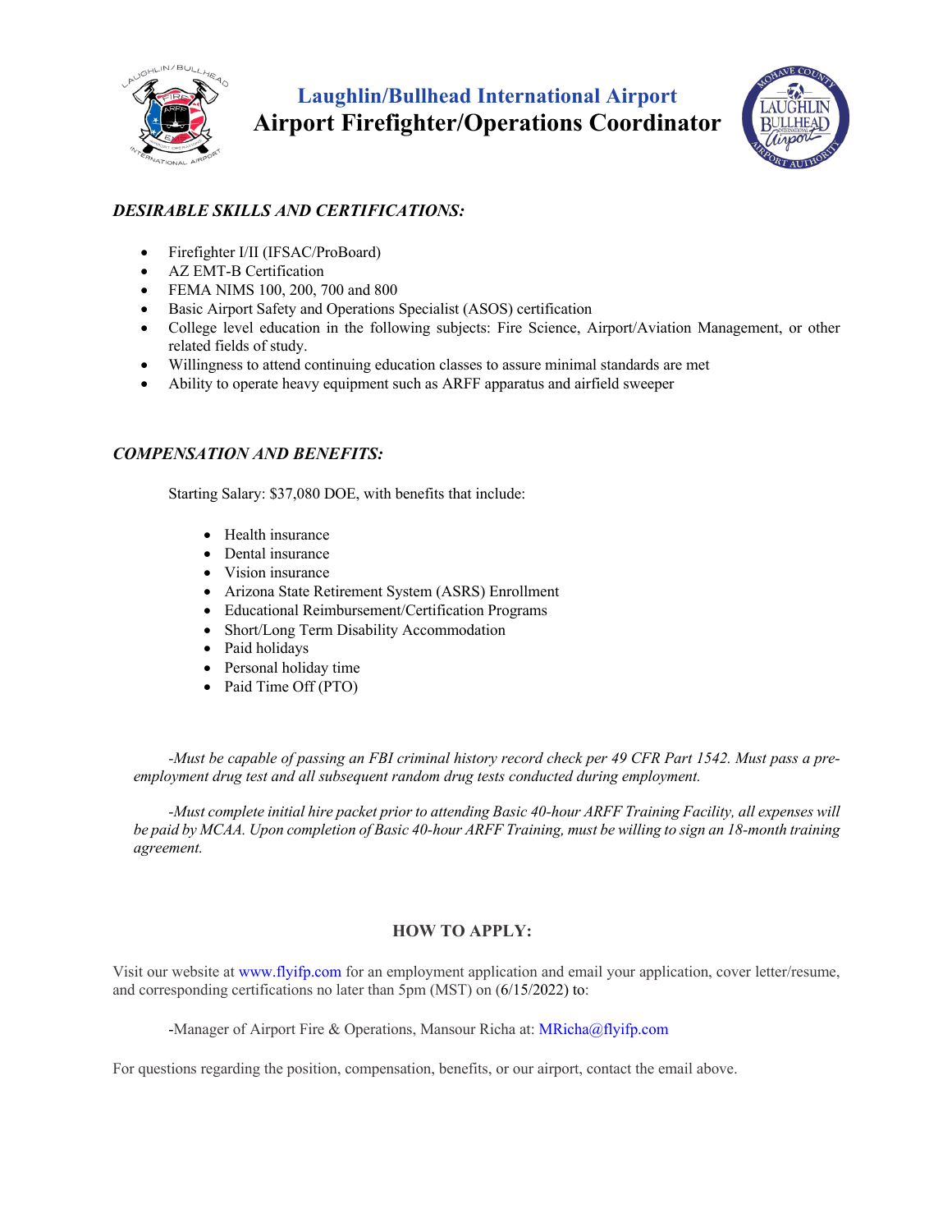# Laughlin/Bullhead International Airport
## Airport Firefighter/Operations Coordinator

### *DESIRABLE SKILLS AND CERTIFICATIONS:*

- Firefighter I/II (IFSAC/ProBoard)
- AZ EMT-B Certification
- FEMA NIMS 100, 200, 700 and 800
- Basic Airport Safety and Operations Specialist (ASOS) certification
- College level education in the following subjects: Fire Science, Airport/Aviation Management, or other related fields of study.
- Willingness to attend continuing education classes to assure minimal standards are met
- Ability to operate heavy equipment such as ARFF apparatus and airfield sweeper

### *COMPENSATION AND BENEFITS:*

Starting Salary: $37,080 DOE, with benefits that include:

- Health insurance
- Dental insurance
- Vision insurance
- Arizona State Retirement System (ASRS) Enrollment
- Educational Reimbursement/Certification Programs
- Short/Long Term Disability Accommodation
- Paid holidays
- Personal holiday time
- Paid Time Off (PTO)

*-Must be capable of passing an FBI criminal history record check per 49 CFR Part 1542. Must pass a pre-employment drug test and all subsequent random drug tests conducted during employment.*

*-Must complete initial hire packet prior to attending Basic 40-hour ARFF Training Facility, all expenses will be paid by MCAA. Upon completion of Basic 40-hour ARFF Training, must be willing to sign an 18-month training agreement.*

### HOW TO APPLY:

Visit our website at www.flyifp.com for an employment application and email your application, cover letter/resume, and corresponding certifications no later than 5pm (MST) on (6/15/2022) to:

-Manager of Airport Fire & Operations, Mansour Richa at: MRicha@flyifp.com

For questions regarding the position, compensation, benefits, or our airport, contact the email above.